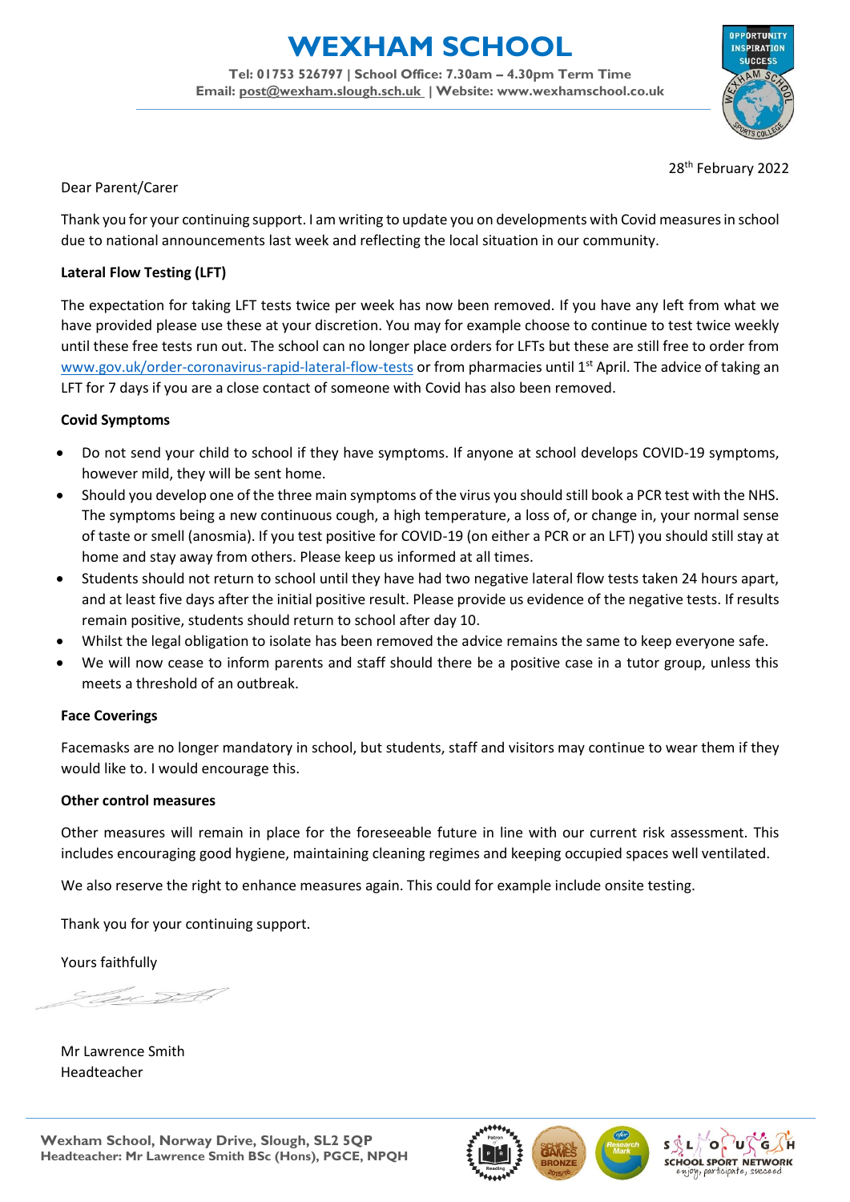# WEXHAM SCHOOL

**Tel: 01753 526797 | School Office: 7.30am – 4.30pm Term Time**
**Email: post@wexham.slough.sch.uk | Website: www.wexhamschool.co.uk**

28th February 2022

Dear Parent/Carer

Thank you for your continuing support. I am writing to update you on developments with Covid measures in school due to national announcements last week and reflecting the local situation in our community.

**Lateral Flow Testing (LFT)**

The expectation for taking LFT tests twice per week has now been removed. If you have any left from what we have provided please use these at your discretion. You may for example choose to continue to test twice weekly until these free tests run out. The school can no longer place orders for LFTs but these are still free to order from www.gov.uk/order-coronavirus-rapid-lateral-flow-tests or from pharmacies until 1st April. The advice of taking an LFT for 7 days if you are a close contact of someone with Covid has also been removed.

**Covid Symptoms**

- Do not send your child to school if they have symptoms. If anyone at school develops COVID-19 symptoms, however mild, they will be sent home.
- Should you develop one of the three main symptoms of the virus you should still book a PCR test with the NHS. The symptoms being a new continuous cough, a high temperature, a loss of, or change in, your normal sense of taste or smell (anosmia). If you test positive for COVID-19 (on either a PCR or an LFT) you should still stay at home and stay away from others. Please keep us informed at all times.
- Students should not return to school until they have had two negative lateral flow tests taken 24 hours apart, and at least five days after the initial positive result. Please provide us evidence of the negative tests. If results remain positive, students should return to school after day 10.
- Whilst the legal obligation to isolate has been removed the advice remains the same to keep everyone safe.
- We will now cease to inform parents and staff should there be a positive case in a tutor group, unless this meets a threshold of an outbreak.

**Face Coverings**

Facemasks are no longer mandatory in school, but students, staff and visitors may continue to wear them if they would like to. I would encourage this.

**Other control measures**

Other measures will remain in place for the foreseeable future in line with our current risk assessment. This includes encouraging good hygiene, maintaining cleaning regimes and keeping occupied spaces well ventilated.

We also reserve the right to enhance measures again. This could for example include onsite testing.

Thank you for your continuing support.

Yours faithfully

Mr Lawrence Smith
Headteacher

**Wexham School, Norway Drive, Slough, SL2 5QP**
**Headteacher: Mr Lawrence Smith BSc (Hons), PGCE, NPQH**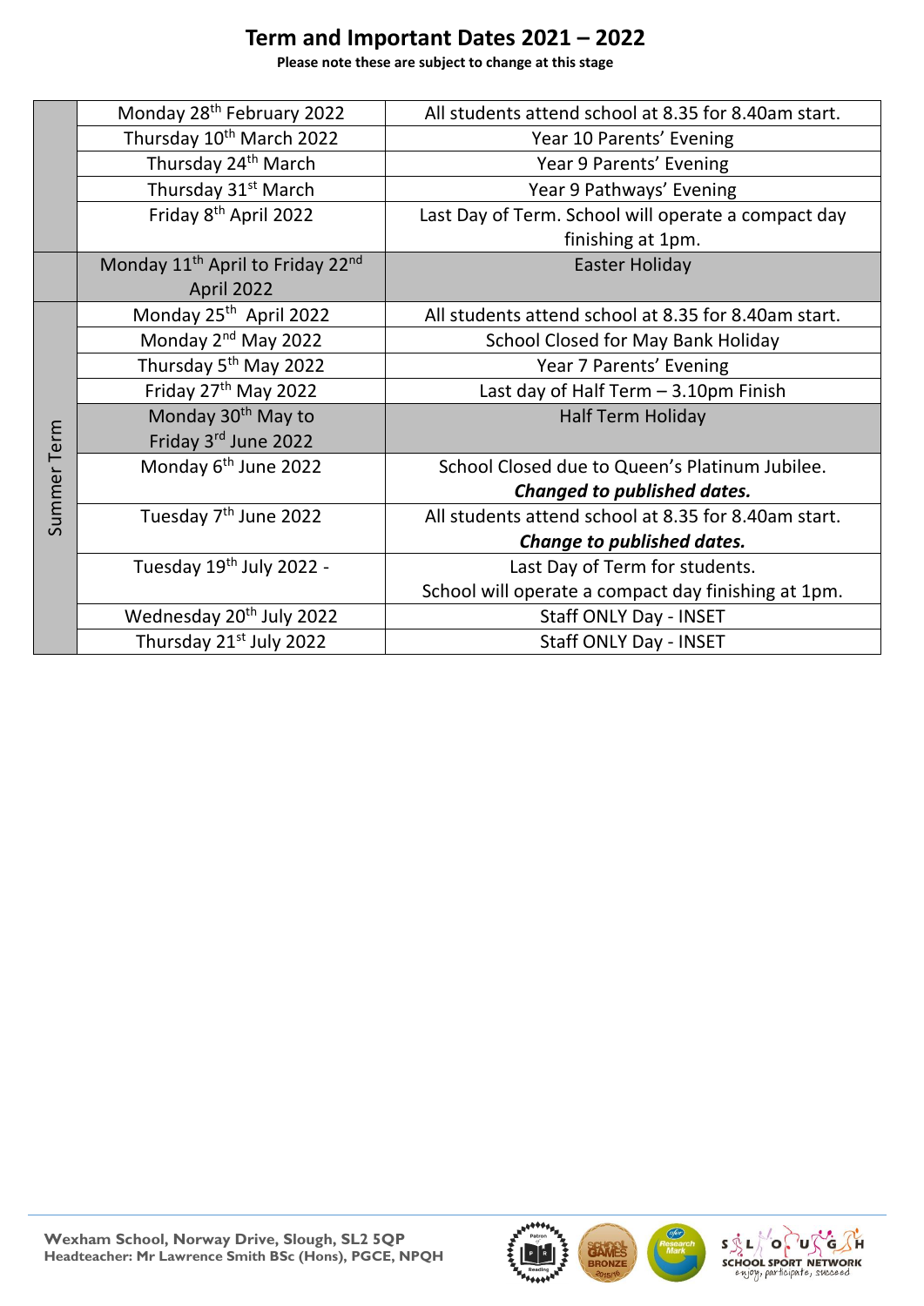# Term and Important Dates 2021 – 2022

**Please note these are subject to change at this stage**

| | | |
|---|---|---|
| | Monday 28th February 2022 | All students attend school at 8.35 for 8.40am start. |
| | Thursday 10th March 2022 | Year 10 Parents' Evening |
| | Thursday 24th March | Year 9 Parents' Evening |
| | Thursday 31st March | Year 9 Pathways' Evening |
| | Friday 8th April 2022 | Last Day of Term. School will operate a compact day finishing at 1pm. |
| | Monday 11th April to Friday 22nd April 2022 | Easter Holiday |
| Summer Term | Monday 25th April 2022 | All students attend school at 8.35 for 8.40am start. |
| | Monday 2nd May 2022 | School Closed for May Bank Holiday |
| | Thursday 5th May 2022 | Year 7 Parents' Evening |
| | Friday 27th May 2022 | Last day of Half Term – 3.10pm Finish |
| | Monday 30th May to Friday 3rd June 2022 | Half Term Holiday |
| | Monday 6th June 2022 | School Closed due to Queen's Platinum Jubilee. ***Changed to published dates.*** |
| | Tuesday 7th June 2022 | All students attend school at 8.35 for 8.40am start. ***Change to published dates.*** |
| | Tuesday 19th July 2022 - | Last Day of Term for students. School will operate a compact day finishing at 1pm. |
| | Wednesday 20th July 2022 | Staff ONLY Day - INSET |
| | Thursday 21st July 2022 | Staff ONLY Day - INSET |

**Wexham School, Norway Drive, Slough, SL2 5QP**
**Headteacher: Mr Lawrence Smith BSc (Hons), PGCE, NPQH**